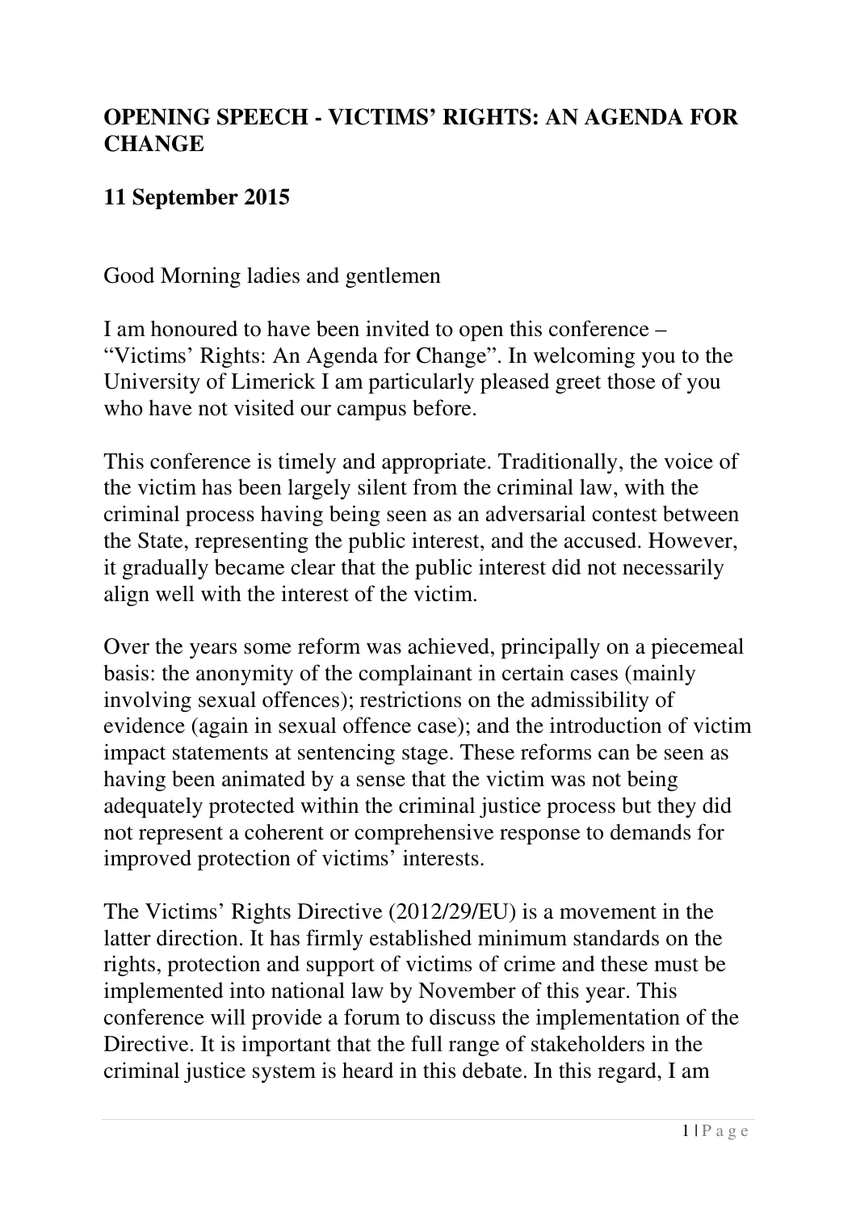# OPENING SPEECH - VICTIMS' RIGHTS: AN AGENDA FOR CHANGE

## 11 September 2015

Good Morning ladies and gentlemen

I am honoured to have been invited to open this conference – "Victims' Rights: An Agenda for Change". In welcoming you to the University of Limerick I am particularly pleased greet those of you who have not visited our campus before.

This conference is timely and appropriate. Traditionally, the voice of the victim has been largely silent from the criminal law, with the criminal process having being seen as an adversarial contest between the State, representing the public interest, and the accused. However, it gradually became clear that the public interest did not necessarily align well with the interest of the victim.

Over the years some reform was achieved, principally on a piecemeal basis: the anonymity of the complainant in certain cases (mainly involving sexual offences); restrictions on the admissibility of evidence (again in sexual offence case); and the introduction of victim impact statements at sentencing stage. These reforms can be seen as having been animated by a sense that the victim was not being adequately protected within the criminal justice process but they did not represent a coherent or comprehensive response to demands for improved protection of victims' interests.

The Victims' Rights Directive (2012/29/EU) is a movement in the latter direction. It has firmly established minimum standards on the rights, protection and support of victims of crime and these must be implemented into national law by November of this year. This conference will provide a forum to discuss the implementation of the Directive. It is important that the full range of stakeholders in the criminal justice system is heard in this debate. In this regard, I am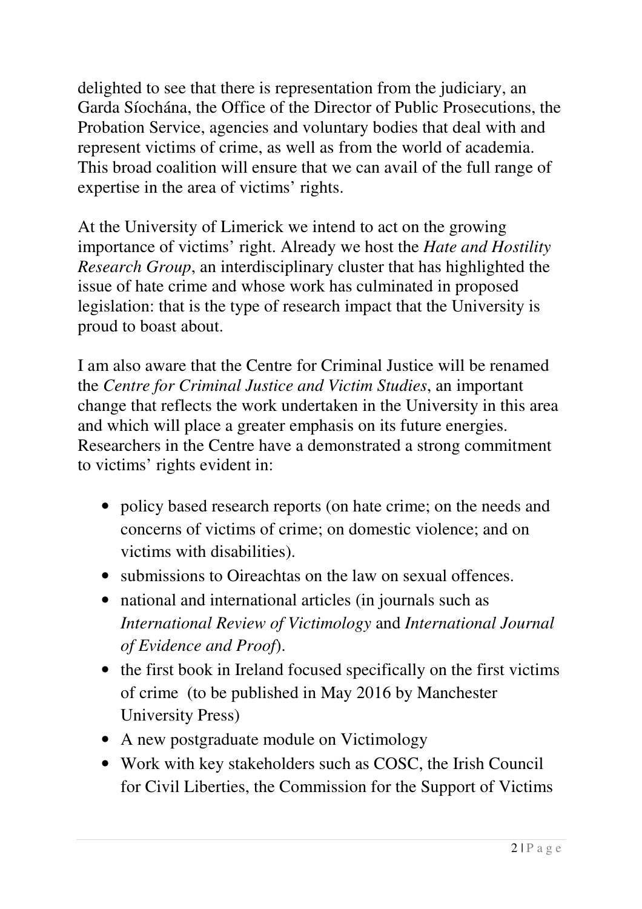delighted to see that there is representation from the judiciary, an Garda Síochána, the Office of the Director of Public Prosecutions, the Probation Service, agencies and voluntary bodies that deal with and represent victims of crime, as well as from the world of academia. This broad coalition will ensure that we can avail of the full range of expertise in the area of victims' rights.

At the University of Limerick we intend to act on the growing importance of victims' right. Already we host the *Hate and Hostility Research Group*, an interdisciplinary cluster that has highlighted the issue of hate crime and whose work has culminated in proposed legislation: that is the type of research impact that the University is proud to boast about.

I am also aware that the Centre for Criminal Justice will be renamed the *Centre for Criminal Justice and Victim Studies*, an important change that reflects the work undertaken in the University in this area and which will place a greater emphasis on its future energies. Researchers in the Centre have a demonstrated a strong commitment to victims' rights evident in:

- policy based research reports (on hate crime; on the needs and concerns of victims of crime; on domestic violence; and on victims with disabilities).
- submissions to Oireachtas on the law on sexual offences.
- national and international articles (in journals such as *International Review of Victimology* and *International Journal of Evidence and Proof*).
- the first book in Ireland focused specifically on the first victims of crime (to be published in May 2016 by Manchester University Press)
- A new postgraduate module on Victimology
- Work with key stakeholders such as COSC, the Irish Council for Civil Liberties, the Commission for the Support of Victims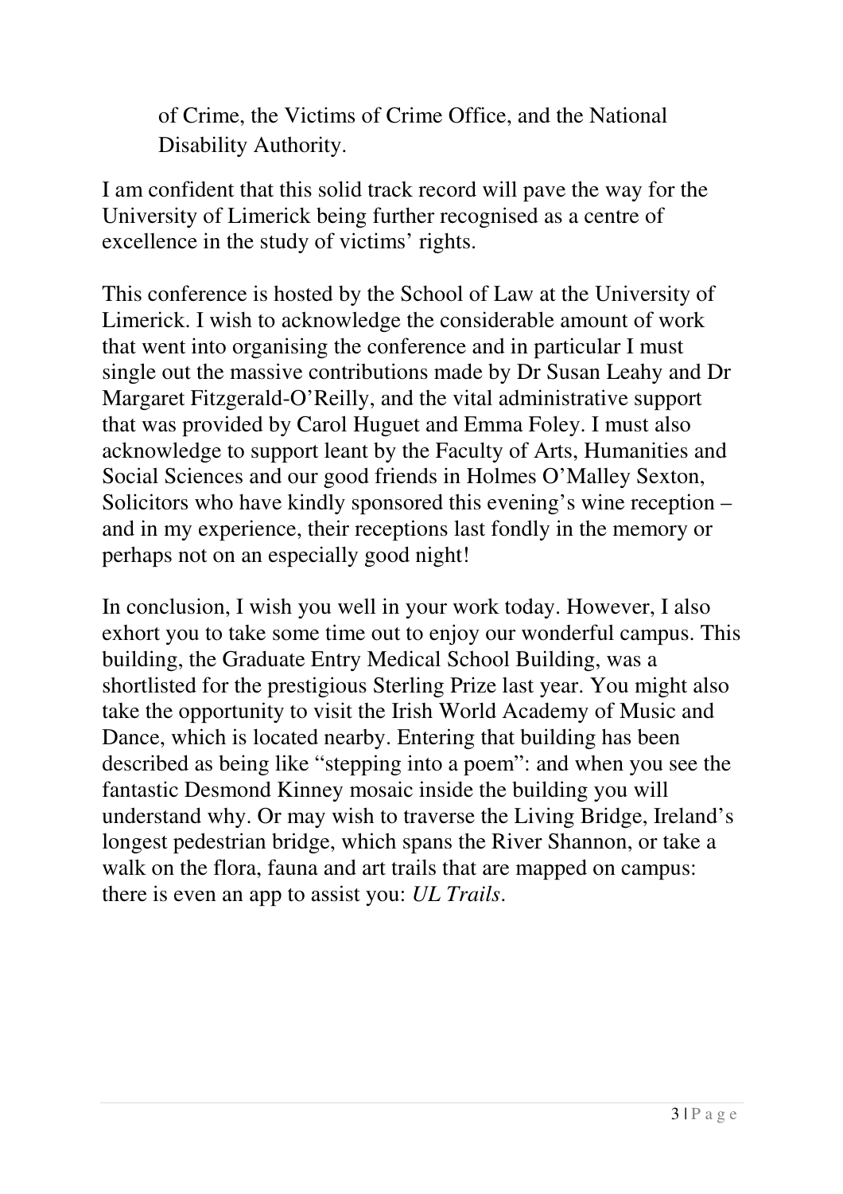of Crime, the Victims of Crime Office, and the National Disability Authority.

I am confident that this solid track record will pave the way for the University of Limerick being further recognised as a centre of excellence in the study of victims' rights.

This conference is hosted by the School of Law at the University of Limerick. I wish to acknowledge the considerable amount of work that went into organising the conference and in particular I must single out the massive contributions made by Dr Susan Leahy and Dr Margaret Fitzgerald-O'Reilly, and the vital administrative support that was provided by Carol Huguet and Emma Foley. I must also acknowledge to support leant by the Faculty of Arts, Humanities and Social Sciences and our good friends in Holmes O'Malley Sexton, Solicitors who have kindly sponsored this evening's wine reception – and in my experience, their receptions last fondly in the memory or perhaps not on an especially good night!

In conclusion, I wish you well in your work today. However, I also exhort you to take some time out to enjoy our wonderful campus. This building, the Graduate Entry Medical School Building, was a shortlisted for the prestigious Sterling Prize last year. You might also take the opportunity to visit the Irish World Academy of Music and Dance, which is located nearby. Entering that building has been described as being like "stepping into a poem": and when you see the fantastic Desmond Kinney mosaic inside the building you will understand why. Or may wish to traverse the Living Bridge, Ireland's longest pedestrian bridge, which spans the River Shannon, or take a walk on the flora, fauna and art trails that are mapped on campus: there is even an app to assist you: *UL Trails*.